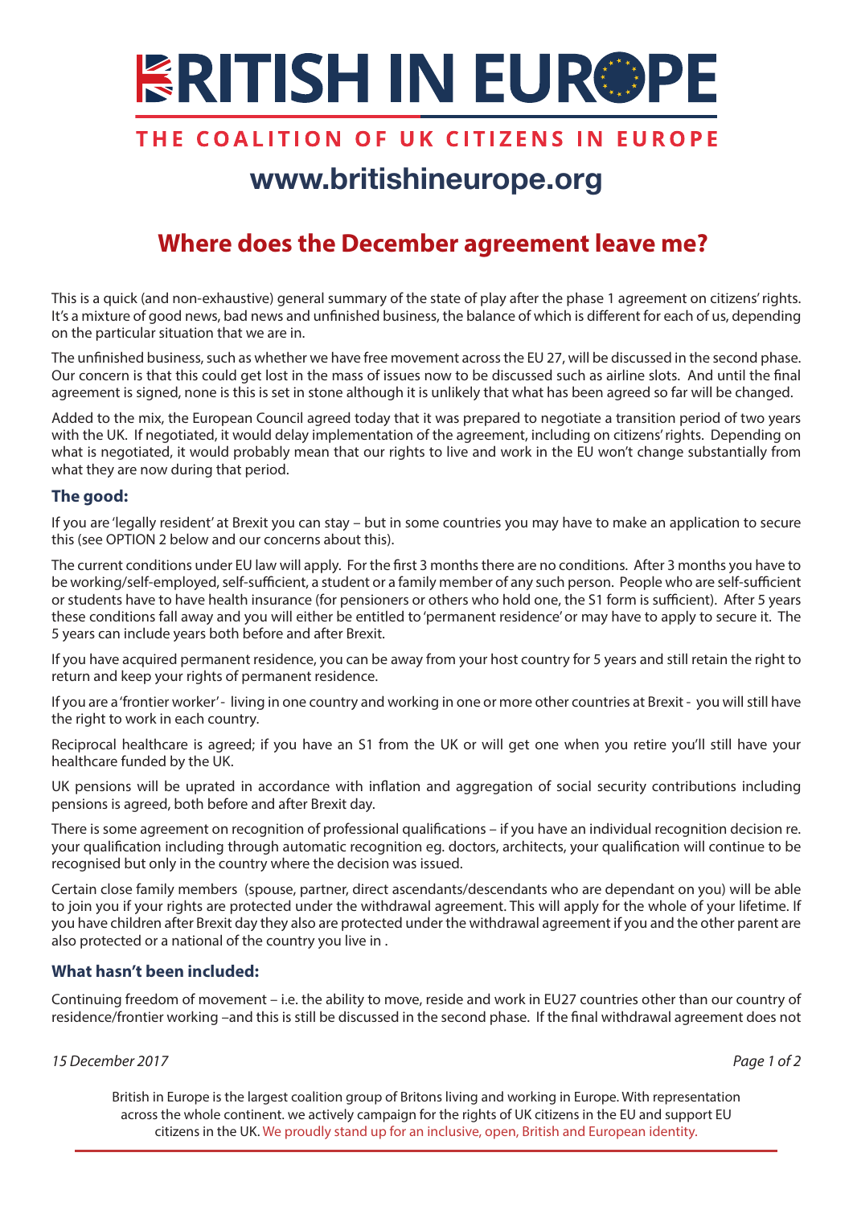# BRITISH IN EUROPE

**THE COALITION OF UK CITIZENS IN EUROPE**

## www.britishineurope.org

## Where does the December agreement leave me?

This is a quick (and non-exhaustive) general summary of the state of play after the phase 1 agreement on citizens' rights. It's a mixture of good news, bad news and unfinished business, the balance of which is different for each of us, depending on the particular situation that we are in.

The unfinished business, such as whether we have free movement across the EU 27, will be discussed in the second phase. Our concern is that this could get lost in the mass of issues now to be discussed such as airline slots. And until the final agreement is signed, none is this is set in stone although it is unlikely that what has been agreed so far will be changed.

Added to the mix, the European Council agreed today that it was prepared to negotiate a transition period of two years with the UK. If negotiated, it would delay implementation of the agreement, including on citizens' rights. Depending on what is negotiated, it would probably mean that our rights to live and work in the EU won't change substantially from what they are now during that period.

### The good:

If you are 'legally resident' at Brexit you can stay – but in some countries you may have to make an application to secure this (see OPTION 2 below and our concerns about this).

The current conditions under EU law will apply. For the first 3 months there are no conditions. After 3 months you have to be working/self-employed, self-sufficient, a student or a family member of any such person. People who are self-sufficient or students have to have health insurance (for pensioners or others who hold one, the S1 form is sufficient). After 5 years these conditions fall away and you will either be entitled to 'permanent residence' or may have to apply to secure it. The 5 years can include years both before and after Brexit.

If you have acquired permanent residence, you can be away from your host country for 5 years and still retain the right to return and keep your rights of permanent residence.

If you are a 'frontier worker' - living in one country and working in one or more other countries at Brexit - you will still have the right to work in each country.

Reciprocal healthcare is agreed; if you have an S1 from the UK or will get one when you retire you'll still have your healthcare funded by the UK.

UK pensions will be uprated in accordance with inflation and aggregation of social security contributions including pensions is agreed, both before and after Brexit day.

There is some agreement on recognition of professional qualifications – if you have an individual recognition decision re. your qualification including through automatic recognition eg. doctors, architects, your qualification will continue to be recognised but only in the country where the decision was issued.

Certain close family members (spouse, partner, direct ascendants/descendants who are dependant on you) will be able to join you if your rights are protected under the withdrawal agreement. This will apply for the whole of your lifetime. If you have children after Brexit day they also are protected under the withdrawal agreement if you and the other parent are also protected or a national of the country you live in .

### What hasn't been included:

Continuing freedom of movement – i.e. the ability to move, reside and work in EU27 countries other than our country of residence/frontier working –and this is still be discussed in the second phase. If the final withdrawal agreement does not

*15 December 2017*

British in Europe is the largest coalition group of Britons living and working in Europe. With representation across the whole continent. we actively campaign for the rights of UK citizens in the EU and support EU citizens in the UK. We proudly stand up for an inclusive, open, British and European identity.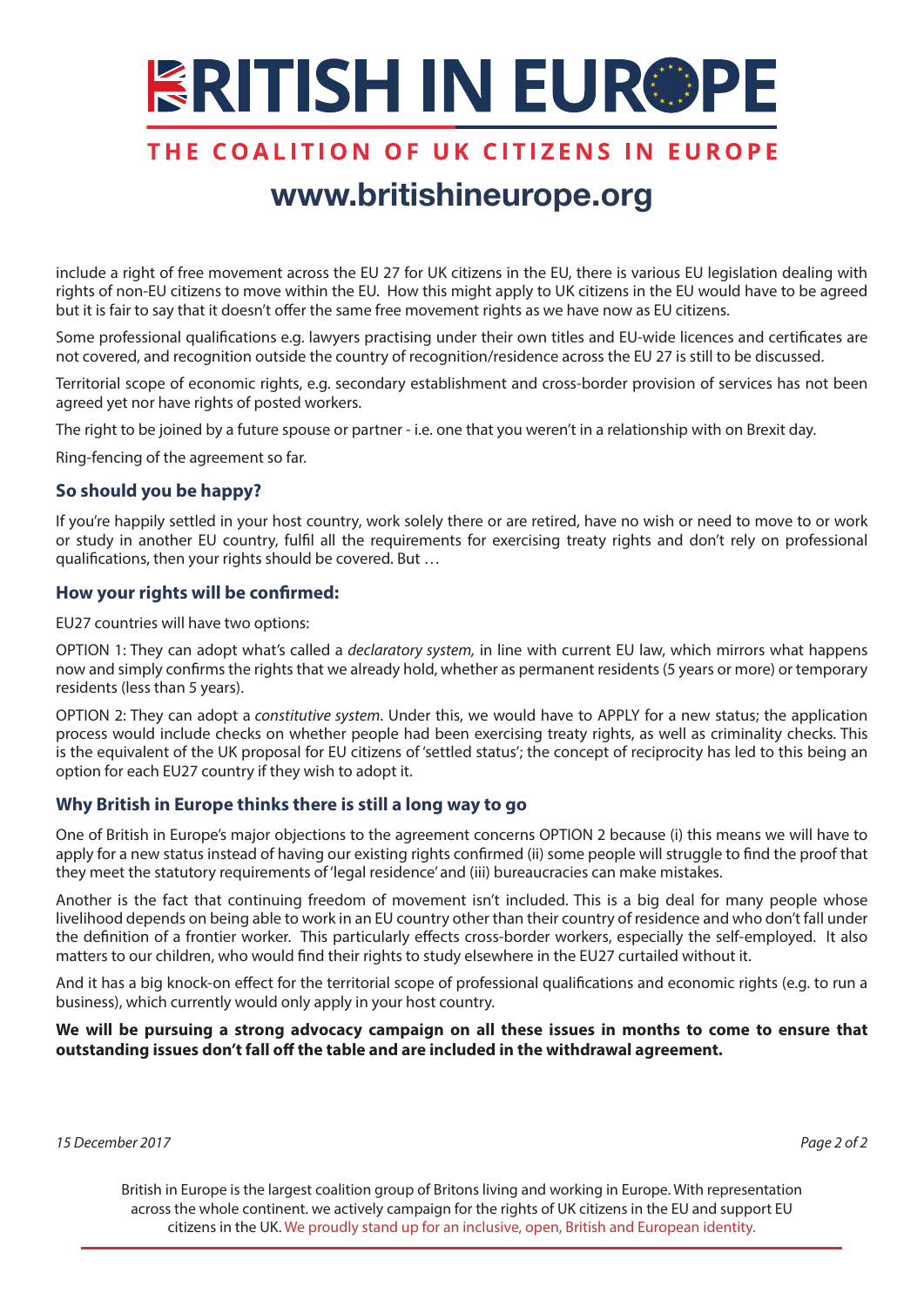include a right of free movement across the EU 27 for UK citizens in the EU, there is various EU legislation dealing with rights of non-EU citizens to move within the EU. How this might apply to UK citizens in the EU would have to be agreed but it is fair to say that it doesn't offer the same free movement rights as we have now as EU citizens.

Some professional qualifications e.g. lawyers practising under their own titles and EU-wide licences and certificates are not covered, and recognition outside the country of recognition/residence across the EU 27 is still to be discussed.

Territorial scope of economic rights, e.g. secondary establishment and cross-border provision of services has not been agreed yet nor have rights of posted workers.

The right to be joined by a future spouse or partner - i.e. one that you weren't in a relationship with on Brexit day.

Ring-fencing of the agreement so far.

### So should you be happy?

If you're happily settled in your host country, work solely there or are retired, have no wish or need to move to or work or study in another EU country, fulfil all the requirements for exercising treaty rights and don't rely on professional qualifications, then your rights should be covered. But …

### How your rights will be confirmed:

EU27 countries will have two options:

OPTION 1: They can adopt what's called a *declaratory system,* in line with current EU law, which mirrors what happens now and simply confirms the rights that we already hold, whether as permanent residents (5 years or more) or temporary residents (less than 5 years).

OPTION 2: They can adopt a *constitutive system*. Under this, we would have to APPLY for a new status; the application process would include checks on whether people had been exercising treaty rights, as well as criminality checks. This is the equivalent of the UK proposal for EU citizens of 'settled status'; the concept of reciprocity has led to this being an option for each EU27 country if they wish to adopt it.

### Why British in Europe thinks there is still a long way to go

One of British in Europe's major objections to the agreement concerns OPTION 2 because (i) this means we will have to apply for a new status instead of having our existing rights confirmed (ii) some people will struggle to find the proof that they meet the statutory requirements of 'legal residence' and (iii) bureaucracies can make mistakes.

Another is the fact that continuing freedom of movement isn't included. This is a big deal for many people whose livelihood depends on being able to work in an EU country other than their country of residence and who don't fall under the definition of a frontier worker. This particularly effects cross-border workers, especially the self-employed. It also matters to our children, who would find their rights to study elsewhere in the EU27 curtailed without it.

And it has a big knock-on effect for the territorial scope of professional qualifications and economic rights (e.g. to run a business), which currently would only apply in your host country.

**We will be pursuing a strong advocacy campaign on all these issues in months to come to ensure that outstanding issues don't fall off the table and are included in the withdrawal agreement.**

*15 December 2017*

British in Europe is the largest coalition group of Britons living and working in Europe. With representation across the whole continent. we actively campaign for the rights of UK citizens in the EU and support EU citizens in the UK. We proudly stand up for an inclusive, open, British and European identity.